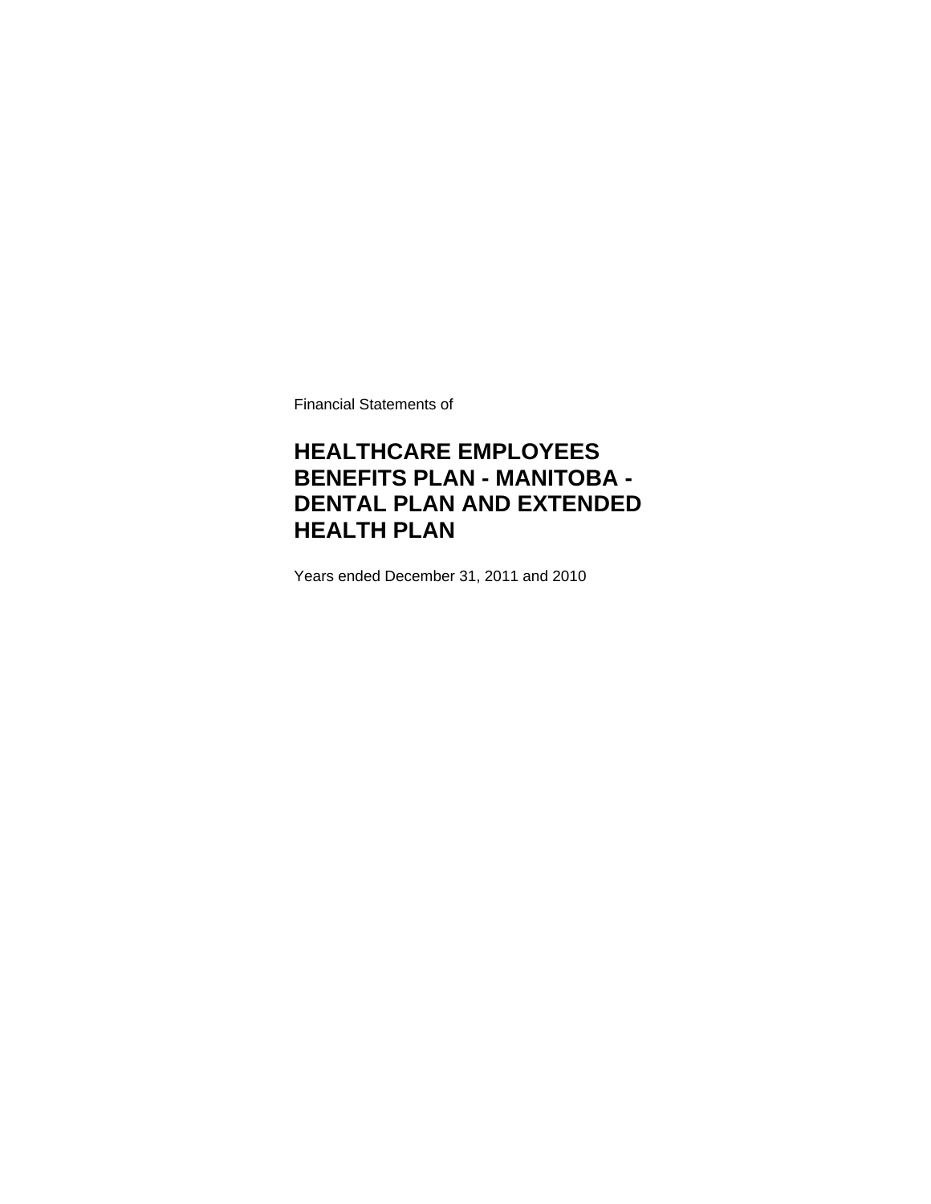Financial Statements of

# HEALTHCARE EMPLOYEES BENEFITS PLAN - MANITOBA - DENTAL PLAN AND EXTENDED HEALTH PLAN

Years ended December 31, 2011 and 2010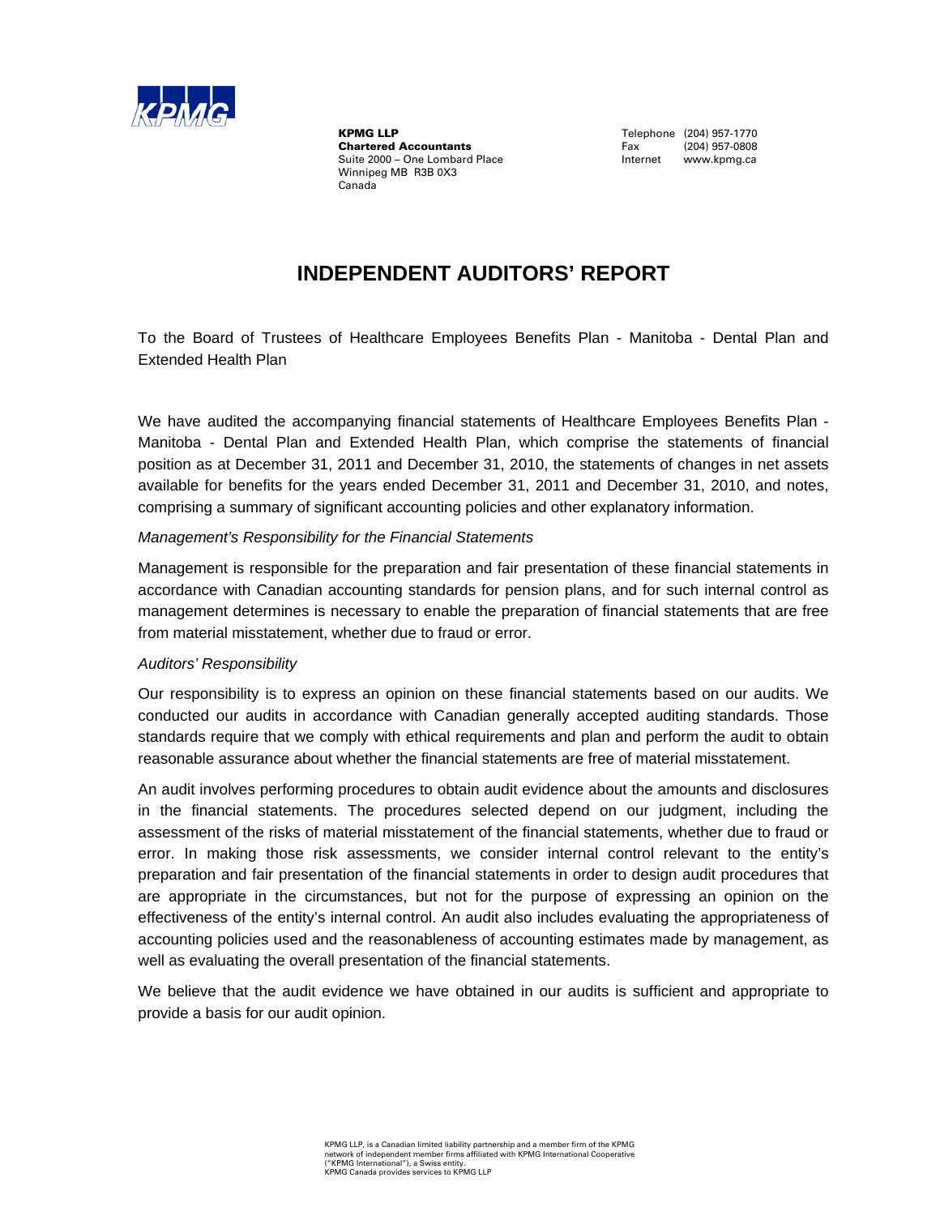**KPMG LLP**
**Chartered Accountants**
Suite 2000 – One Lombard Place
Winnipeg MB R3B 0X3
Canada

Telephone (204) 957-1770
Fax (204) 957-0808
Internet www.kpmg.ca

# INDEPENDENT AUDITORS' REPORT

To the Board of Trustees of Healthcare Employees Benefits Plan - Manitoba - Dental Plan and Extended Health Plan

We have audited the accompanying financial statements of Healthcare Employees Benefits Plan - Manitoba - Dental Plan and Extended Health Plan, which comprise the statements of financial position as at December 31, 2011 and December 31, 2010, the statements of changes in net assets available for benefits for the years ended December 31, 2011 and December 31, 2010, and notes, comprising a summary of significant accounting policies and other explanatory information.

*Management's Responsibility for the Financial Statements*

Management is responsible for the preparation and fair presentation of these financial statements in accordance with Canadian accounting standards for pension plans, and for such internal control as management determines is necessary to enable the preparation of financial statements that are free from material misstatement, whether due to fraud or error.

*Auditors' Responsibility*

Our responsibility is to express an opinion on these financial statements based on our audits. We conducted our audits in accordance with Canadian generally accepted auditing standards. Those standards require that we comply with ethical requirements and plan and perform the audit to obtain reasonable assurance about whether the financial statements are free of material misstatement.

An audit involves performing procedures to obtain audit evidence about the amounts and disclosures in the financial statements. The procedures selected depend on our judgment, including the assessment of the risks of material misstatement of the financial statements, whether due to fraud or error. In making those risk assessments, we consider internal control relevant to the entity's preparation and fair presentation of the financial statements in order to design audit procedures that are appropriate in the circumstances, but not for the purpose of expressing an opinion on the effectiveness of the entity's internal control. An audit also includes evaluating the appropriateness of accounting policies used and the reasonableness of accounting estimates made by management, as well as evaluating the overall presentation of the financial statements.

We believe that the audit evidence we have obtained in our audits is sufficient and appropriate to provide a basis for our audit opinion.

KPMG LLP, is a Canadian limited liability partnership and a member firm of the KPMG network of independent member firms affiliated with KPMG International Cooperative ("KPMG International"), a Swiss entity.
KPMG Canada provides services to KPMG LLP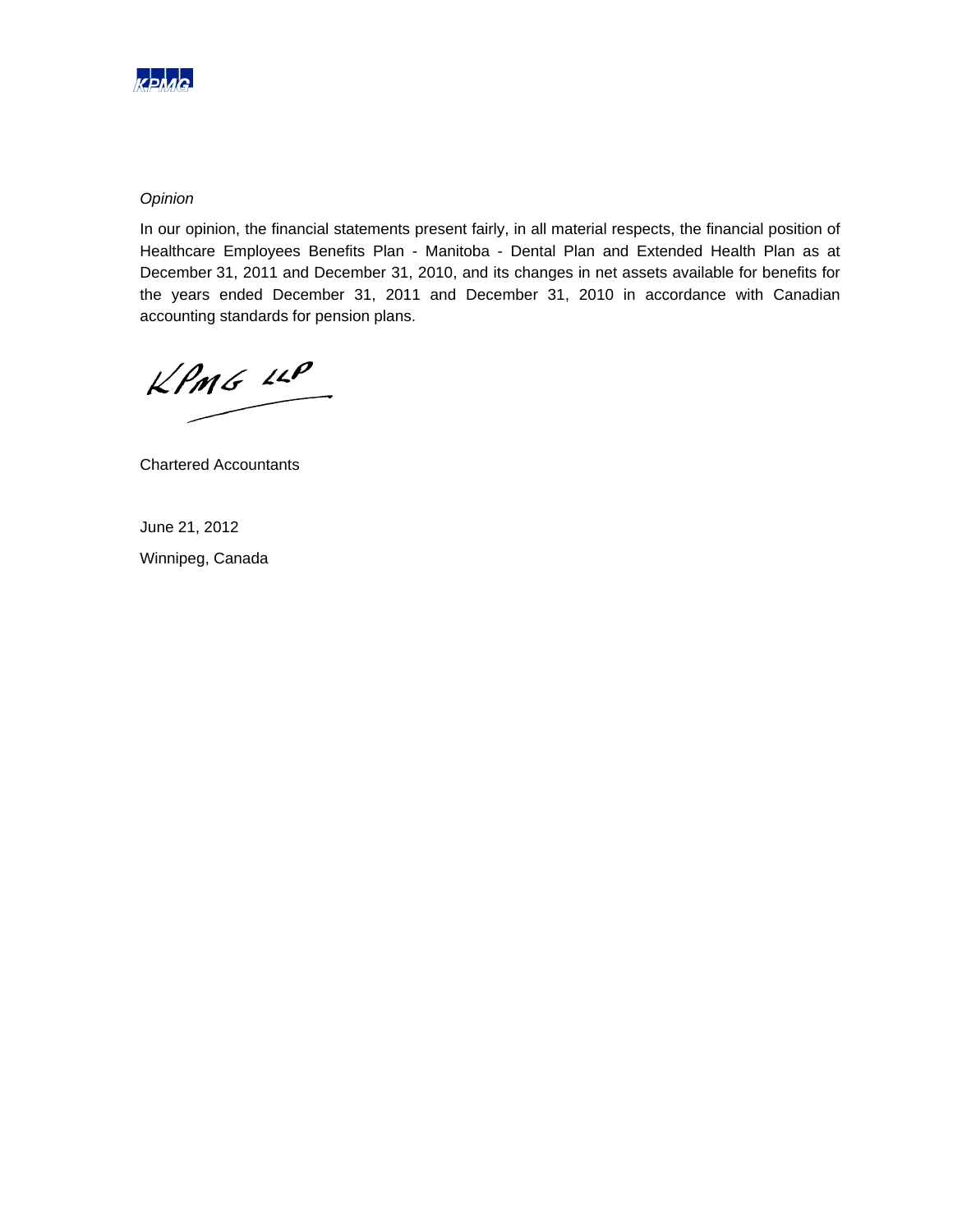*Opinion*

In our opinion, the financial statements present fairly, in all material respects, the financial position of Healthcare Employees Benefits Plan - Manitoba - Dental Plan and Extended Health Plan as at December 31, 2011 and December 31, 2010, and its changes in net assets available for benefits for the years ended December 31, 2011 and December 31, 2010 in accordance with Canadian accounting standards for pension plans.

KPMG LLP

Chartered Accountants

June 21, 2012

Winnipeg, Canada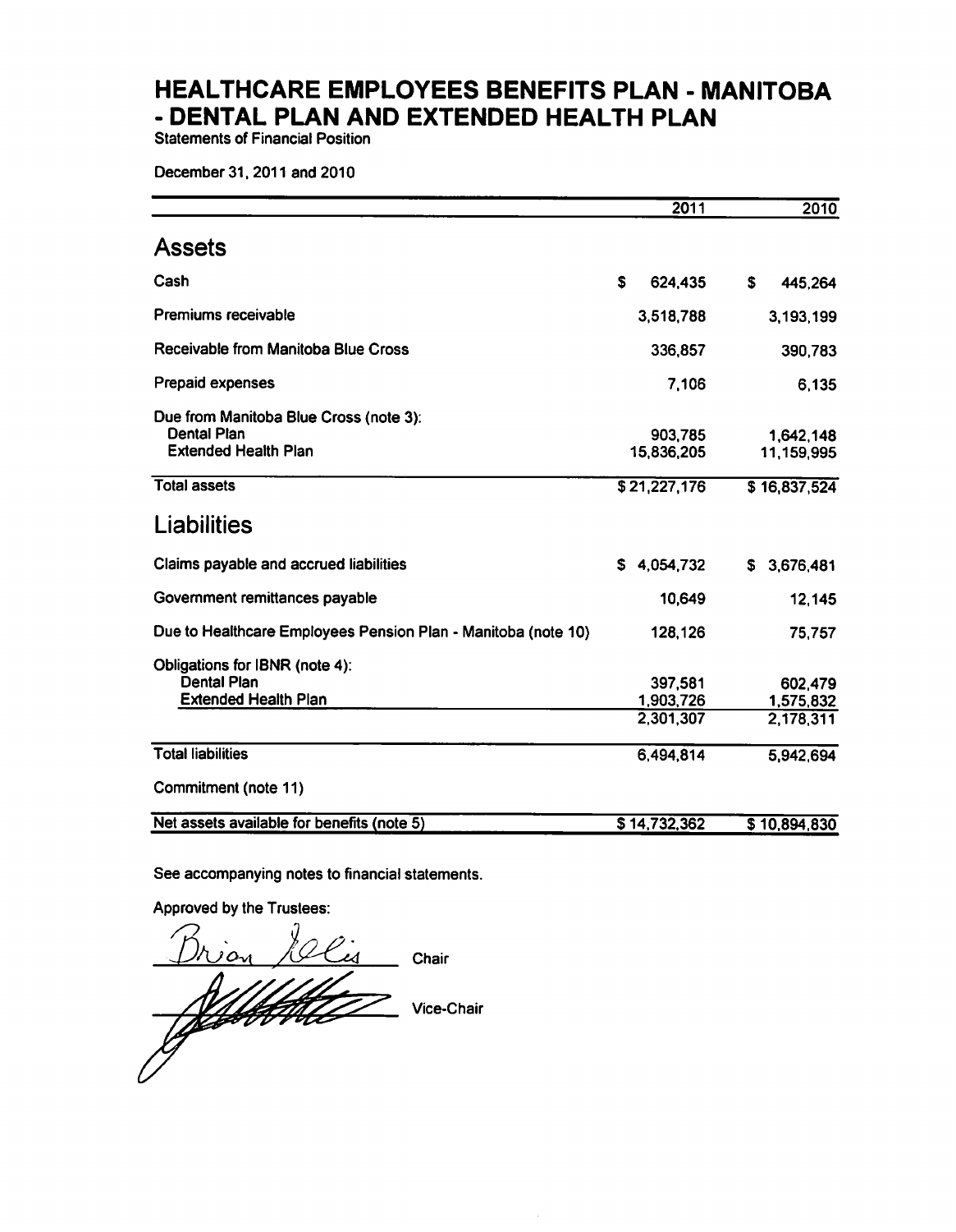# HEALTHCARE EMPLOYEES BENEFITS PLAN - MANITOBA - DENTAL PLAN AND EXTENDED HEALTH PLAN

Statements of Financial Position

December 31, 2011 and 2010

| | 2011 | 2010 |
|---|---|---|
| **Assets** | | |
| Cash | $ 624,435 | $ 445,264 |
| Premiums receivable | 3,518,788 | 3,193,199 |
| Receivable from Manitoba Blue Cross | 336,857 | 390,783 |
| Prepaid expenses | 7,106 | 6,135 |
| Due from Manitoba Blue Cross (note 3): | | |
| Dental Plan | 903,785 | 1,642,148 |
| Extended Health Plan | 15,836,205 | 11,159,995 |
| Total assets | $ 21,227,176 | $ 16,837,524 |
| **Liabilities** | | |
| Claims payable and accrued liabilities | $ 4,054,732 | $ 3,676,481 |
| Government remittances payable | 10,649 | 12,145 |
| Due to Healthcare Employees Pension Plan - Manitoba (note 10) | 128,126 | 75,757 |
| Obligations for IBNR (note 4): | | |
| Dental Plan | 397,581 | 602,479 |
| Extended Health Plan | 1,903,726 | 1,575,832 |
| | 2,301,307 | 2,178,311 |
| Total liabilities | 6,494,814 | 5,942,694 |
| Commitment (note 11) | | |
| Net assets available for benefits (note 5) | $ 14,732,362 | $ 10,894,830 |

See accompanying notes to financial statements.

Approved by the Trustees:

Brian Ellis, Chair

_______________ Vice-Chair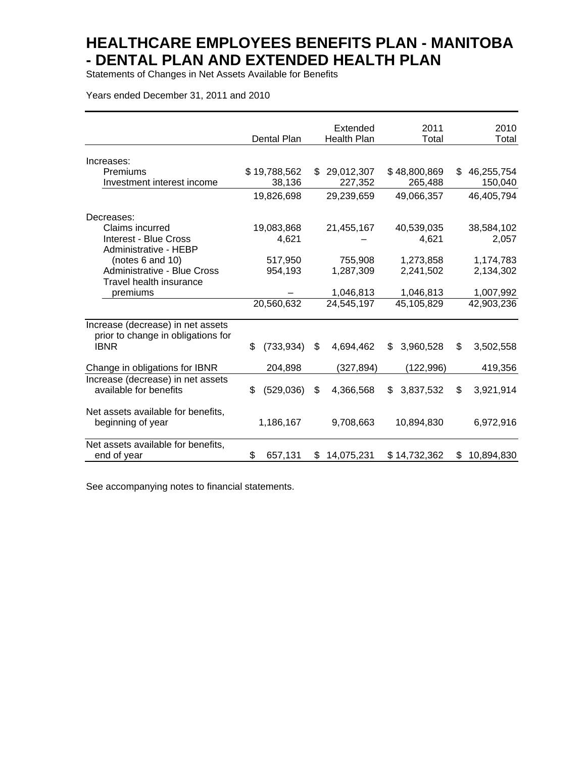# HEALTHCARE EMPLOYEES BENEFITS PLAN - MANITOBA - DENTAL PLAN AND EXTENDED HEALTH PLAN

Statements of Changes in Net Assets Available for Benefits

Years ended December 31, 2011 and 2010

| | Dental Plan | Extended Health Plan | 2011 Total | 2010 Total |
|---|---|---|---|---|
| Increases: | | | | |
| Premiums | $ 19,788,562 | $ 29,012,307 | $ 48,800,869 | $ 46,255,754 |
| Investment interest income | 38,136 | 227,352 | 265,488 | 150,040 |
| | 19,826,698 | 29,239,659 | 49,066,357 | 46,405,794 |
| Decreases: | | | | |
| Claims incurred | 19,083,868 | 21,455,167 | 40,539,035 | 38,584,102 |
| Interest - Blue Cross | 4,621 | – | 4,621 | 2,057 |
| Administrative - HEBP (notes 6 and 10) | 517,950 | 755,908 | 1,273,858 | 1,174,783 |
| Administrative - Blue Cross | 954,193 | 1,287,309 | 2,241,502 | 2,134,302 |
| Travel health insurance premiums | – | 1,046,813 | 1,046,813 | 1,007,992 |
| | 20,560,632 | 24,545,197 | 45,105,829 | 42,903,236 |
| Increase (decrease) in net assets prior to change in obligations for IBNR | $ (733,934) | $ 4,694,462 | $ 3,960,528 | $ 3,502,558 |
| Change in obligations for IBNR | 204,898 | (327,894) | (122,996) | 419,356 |
| Increase (decrease) in net assets available for benefits | $ (529,036) | $ 4,366,568 | $ 3,837,532 | $ 3,921,914 |
| Net assets available for benefits, beginning of year | 1,186,167 | 9,708,663 | 10,894,830 | 6,972,916 |
| Net assets available for benefits, end of year | $ 657,131 | $ 14,075,231 | $ 14,732,362 | $ 10,894,830 |

See accompanying notes to financial statements.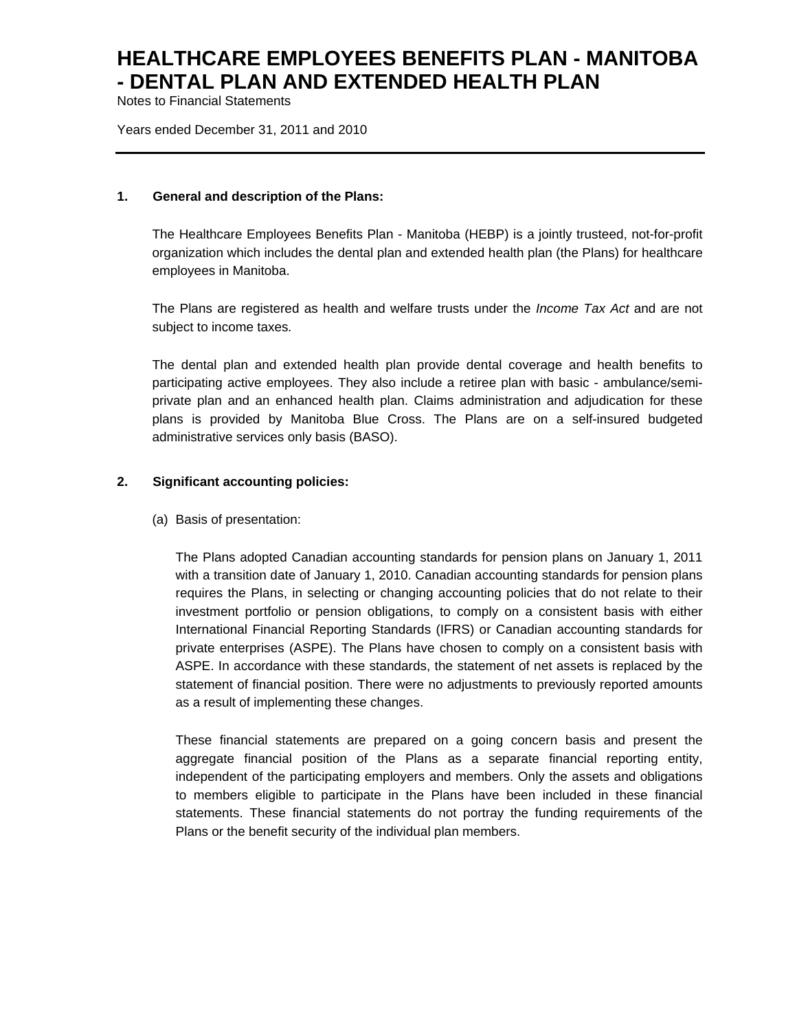# HEALTHCARE EMPLOYEES BENEFITS PLAN - MANITOBA - DENTAL PLAN AND EXTENDED HEALTH PLAN

Notes to Financial Statements

Years ended December 31, 2011 and 2010

## 1. General and description of the Plans:

The Healthcare Employees Benefits Plan - Manitoba (HEBP) is a jointly trusteed, not-for-profit organization which includes the dental plan and extended health plan (the Plans) for healthcare employees in Manitoba.

The Plans are registered as health and welfare trusts under the *Income Tax Act* and are not subject to income taxes.

The dental plan and extended health plan provide dental coverage and health benefits to participating active employees. They also include a retiree plan with basic - ambulance/semi-private plan and an enhanced health plan. Claims administration and adjudication for these plans is provided by Manitoba Blue Cross. The Plans are on a self-insured budgeted administrative services only basis (BASO).

## 2. Significant accounting policies:

(a) Basis of presentation:

The Plans adopted Canadian accounting standards for pension plans on January 1, 2011 with a transition date of January 1, 2010. Canadian accounting standards for pension plans requires the Plans, in selecting or changing accounting policies that do not relate to their investment portfolio or pension obligations, to comply on a consistent basis with either International Financial Reporting Standards (IFRS) or Canadian accounting standards for private enterprises (ASPE). The Plans have chosen to comply on a consistent basis with ASPE. In accordance with these standards, the statement of net assets is replaced by the statement of financial position. There were no adjustments to previously reported amounts as a result of implementing these changes.

These financial statements are prepared on a going concern basis and present the aggregate financial position of the Plans as a separate financial reporting entity, independent of the participating employers and members. Only the assets and obligations to members eligible to participate in the Plans have been included in these financial statements. These financial statements do not portray the funding requirements of the Plans or the benefit security of the individual plan members.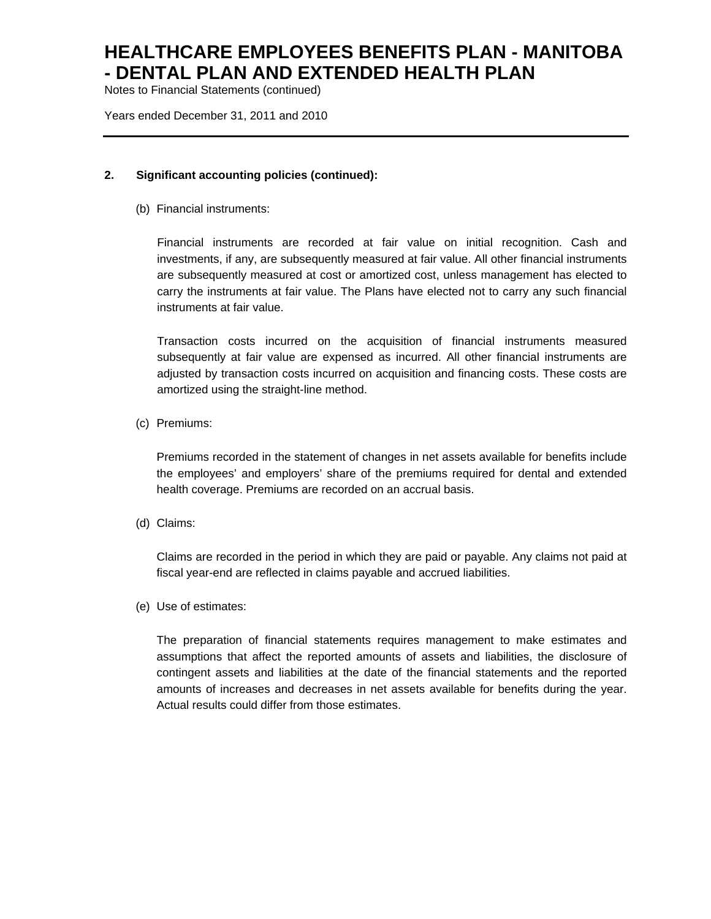## 2. Significant accounting policies (continued):

(b) Financial instruments:

Financial instruments are recorded at fair value on initial recognition. Cash and investments, if any, are subsequently measured at fair value. All other financial instruments are subsequently measured at cost or amortized cost, unless management has elected to carry the instruments at fair value. The Plans have elected not to carry any such financial instruments at fair value.

Transaction costs incurred on the acquisition of financial instruments measured subsequently at fair value are expensed as incurred. All other financial instruments are adjusted by transaction costs incurred on acquisition and financing costs. These costs are amortized using the straight-line method.

(c) Premiums:

Premiums recorded in the statement of changes in net assets available for benefits include the employees' and employers' share of the premiums required for dental and extended health coverage. Premiums are recorded on an accrual basis.

(d) Claims:

Claims are recorded in the period in which they are paid or payable. Any claims not paid at fiscal year-end are reflected in claims payable and accrued liabilities.

(e) Use of estimates:

The preparation of financial statements requires management to make estimates and assumptions that affect the reported amounts of assets and liabilities, the disclosure of contingent assets and liabilities at the date of the financial statements and the reported amounts of increases and decreases in net assets available for benefits during the year. Actual results could differ from those estimates.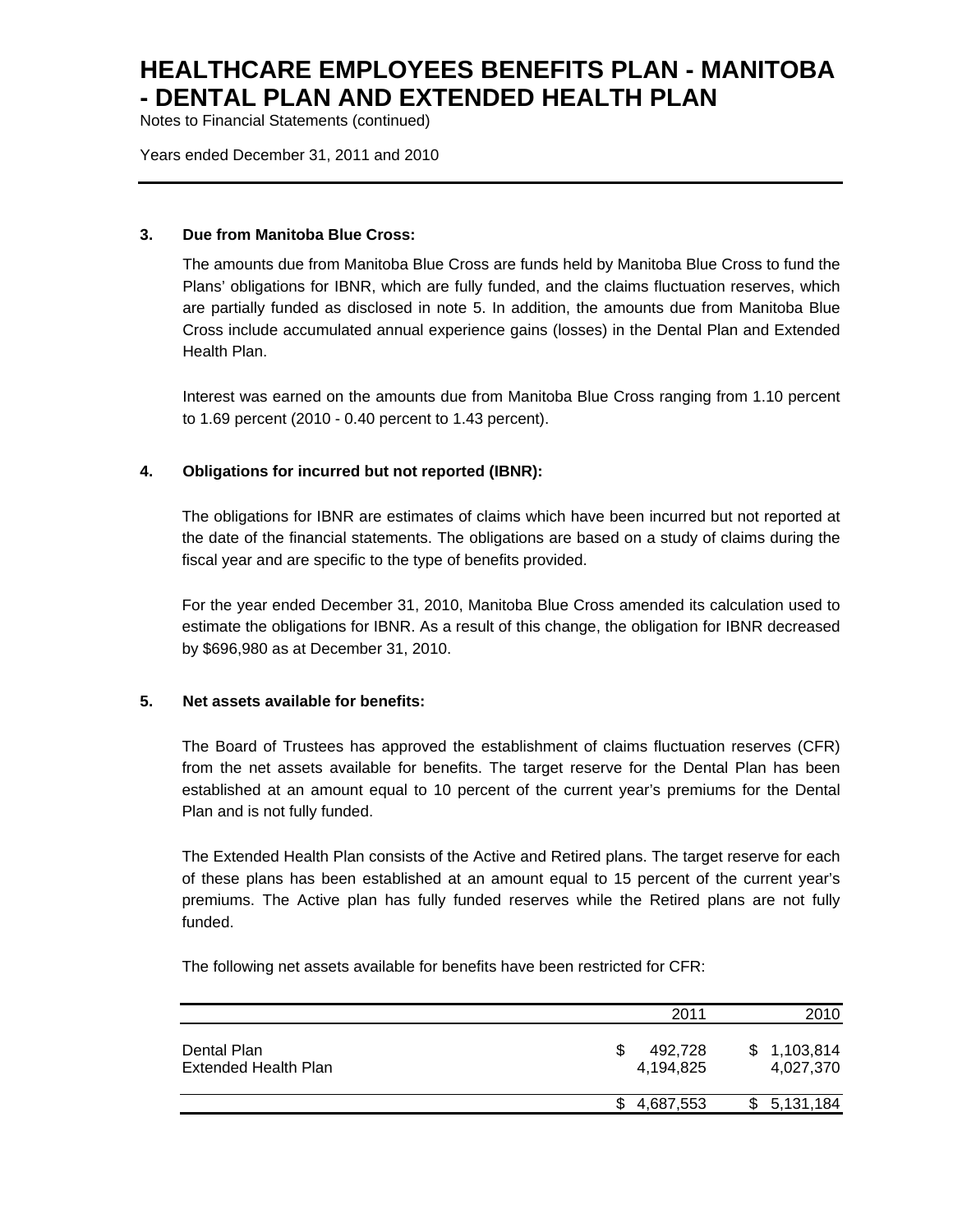### 3. Due from Manitoba Blue Cross:

The amounts due from Manitoba Blue Cross are funds held by Manitoba Blue Cross to fund the Plans' obligations for IBNR, which are fully funded, and the claims fluctuation reserves, which are partially funded as disclosed in note 5. In addition, the amounts due from Manitoba Blue Cross include accumulated annual experience gains (losses) in the Dental Plan and Extended Health Plan.

Interest was earned on the amounts due from Manitoba Blue Cross ranging from 1.10 percent to 1.69 percent (2010 - 0.40 percent to 1.43 percent).

### 4. Obligations for incurred but not reported (IBNR):

The obligations for IBNR are estimates of claims which have been incurred but not reported at the date of the financial statements. The obligations are based on a study of claims during the fiscal year and are specific to the type of benefits provided.

For the year ended December 31, 2010, Manitoba Blue Cross amended its calculation used to estimate the obligations for IBNR. As a result of this change, the obligation for IBNR decreased by $696,980 as at December 31, 2010.

### 5. Net assets available for benefits:

The Board of Trustees has approved the establishment of claims fluctuation reserves (CFR) from the net assets available for benefits. The target reserve for the Dental Plan has been established at an amount equal to 10 percent of the current year's premiums for the Dental Plan and is not fully funded.

The Extended Health Plan consists of the Active and Retired plans. The target reserve for each of these plans has been established at an amount equal to 15 percent of the current year's premiums. The Active plan has fully funded reserves while the Retired plans are not fully funded.

The following net assets available for benefits have been restricted for CFR:

| | 2011 | 2010 |
|---|---|---|
| Dental Plan | $ 492,728 | $ 1,103,814 |
| Extended Health Plan | 4,194,825 | 4,027,370 |
| | $ 4,687,553 | $ 5,131,184 |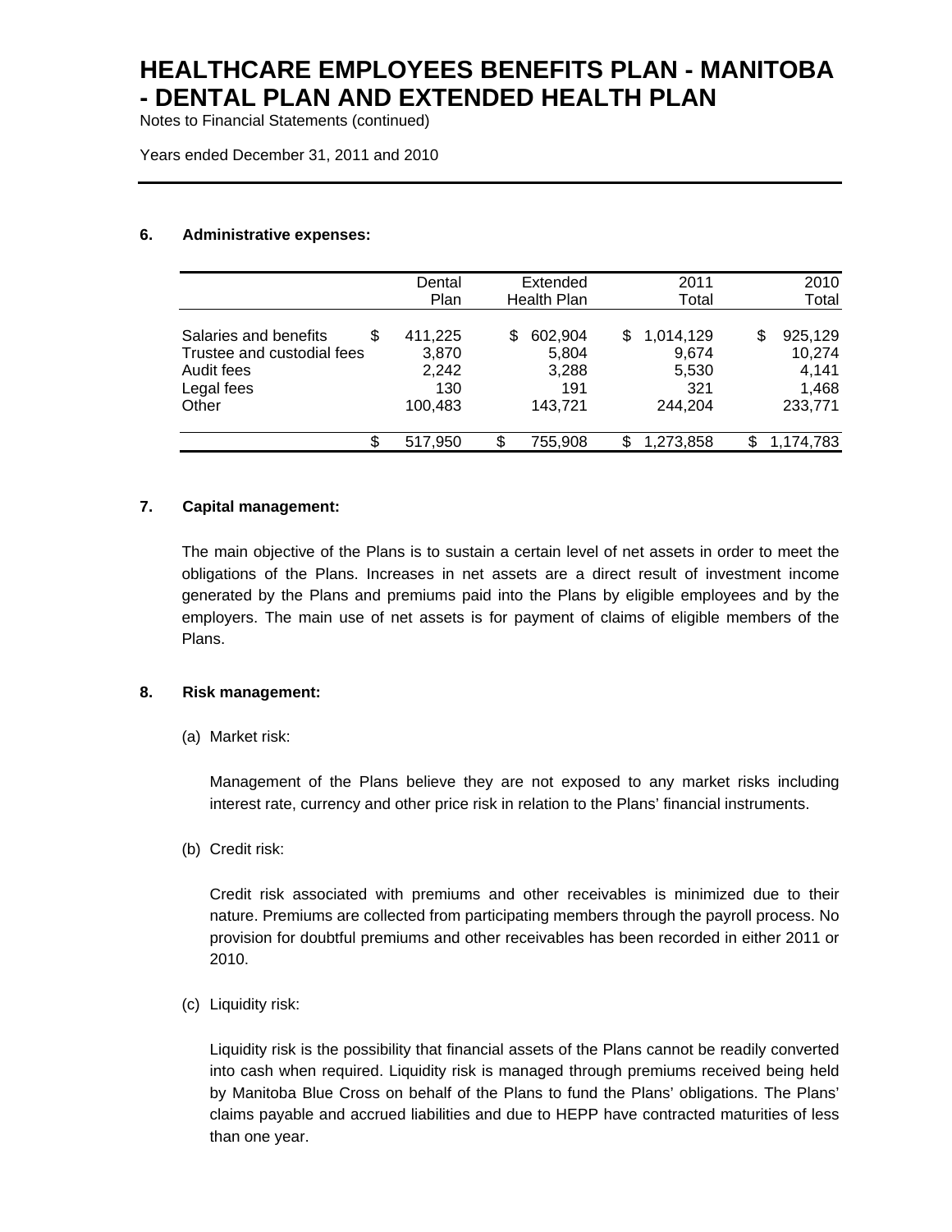### 6. Administrative expenses:

| | Dental Plan | Extended Health Plan | 2011 Total | 2010 Total |
|---|---|---|---|---|
| Salaries and benefits | $ 411,225 | $ 602,904 | $ 1,014,129 | $ 925,129 |
| Trustee and custodial fees | 3,870 | 5,804 | 9,674 | 10,274 |
| Audit fees | 2,242 | 3,288 | 5,530 | 4,141 |
| Legal fees | 130 | 191 | 321 | 1,468 |
| Other | 100,483 | 143,721 | 244,204 | 233,771 |
| | $ 517,950 | $ 755,908 | $ 1,273,858 | $ 1,174,783 |

### 7. Capital management:

The main objective of the Plans is to sustain a certain level of net assets in order to meet the obligations of the Plans. Increases in net assets are a direct result of investment income generated by the Plans and premiums paid into the Plans by eligible employees and by the employers. The main use of net assets is for payment of claims of eligible members of the Plans.

### 8. Risk management:

(a) Market risk:

Management of the Plans believe they are not exposed to any market risks including interest rate, currency and other price risk in relation to the Plans' financial instruments.

(b) Credit risk:

Credit risk associated with premiums and other receivables is minimized due to their nature. Premiums are collected from participating members through the payroll process. No provision for doubtful premiums and other receivables has been recorded in either 2011 or 2010.

(c) Liquidity risk:

Liquidity risk is the possibility that financial assets of the Plans cannot be readily converted into cash when required. Liquidity risk is managed through premiums received being held by Manitoba Blue Cross on behalf of the Plans to fund the Plans' obligations. The Plans' claims payable and accrued liabilities and due to HEPP have contracted maturities of less than one year.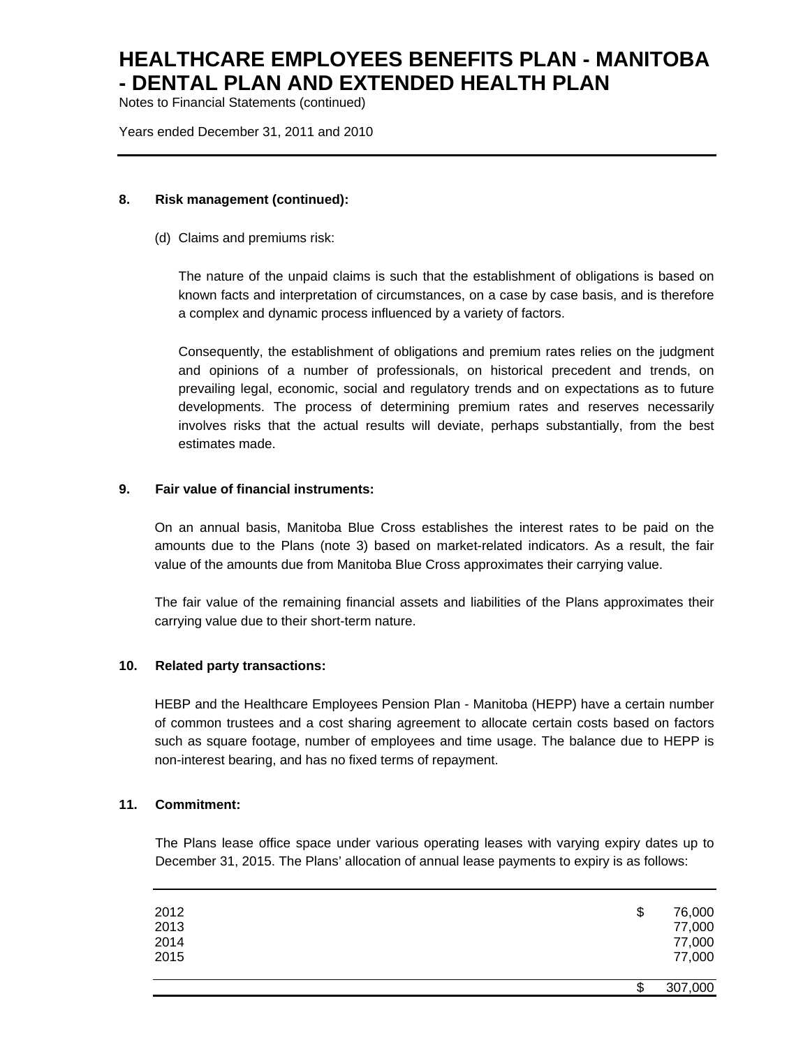# HEALTHCARE EMPLOYEES BENEFITS PLAN - MANITOBA - DENTAL PLAN AND EXTENDED HEALTH PLAN

Notes to Financial Statements (continued)

Years ended December 31, 2011 and 2010

**8. Risk management (continued):**

(d) Claims and premiums risk:

The nature of the unpaid claims is such that the establishment of obligations is based on known facts and interpretation of circumstances, on a case by case basis, and is therefore a complex and dynamic process influenced by a variety of factors.

Consequently, the establishment of obligations and premium rates relies on the judgment and opinions of a number of professionals, on historical precedent and trends, on prevailing legal, economic, social and regulatory trends and on expectations as to future developments. The process of determining premium rates and reserves necessarily involves risks that the actual results will deviate, perhaps substantially, from the best estimates made.

**9. Fair value of financial instruments:**

On an annual basis, Manitoba Blue Cross establishes the interest rates to be paid on the amounts due to the Plans (note 3) based on market-related indicators. As a result, the fair value of the amounts due from Manitoba Blue Cross approximates their carrying value.

The fair value of the remaining financial assets and liabilities of the Plans approximates their carrying value due to their short-term nature.

**10. Related party transactions:**

HEBP and the Healthcare Employees Pension Plan - Manitoba (HEPP) have a certain number of common trustees and a cost sharing agreement to allocate certain costs based on factors such as square footage, number of employees and time usage. The balance due to HEPP is non-interest bearing, and has no fixed terms of repayment.

**11. Commitment:**

The Plans lease office space under various operating leases with varying expiry dates up to December 31, 2015. The Plans' allocation of annual lease payments to expiry is as follows:

| | |
|---|---|
| 2012 | $ 76,000 |
| 2013 | 77,000 |
| 2014 | 77,000 |
| 2015 | 77,000 |
| | $ 307,000 |